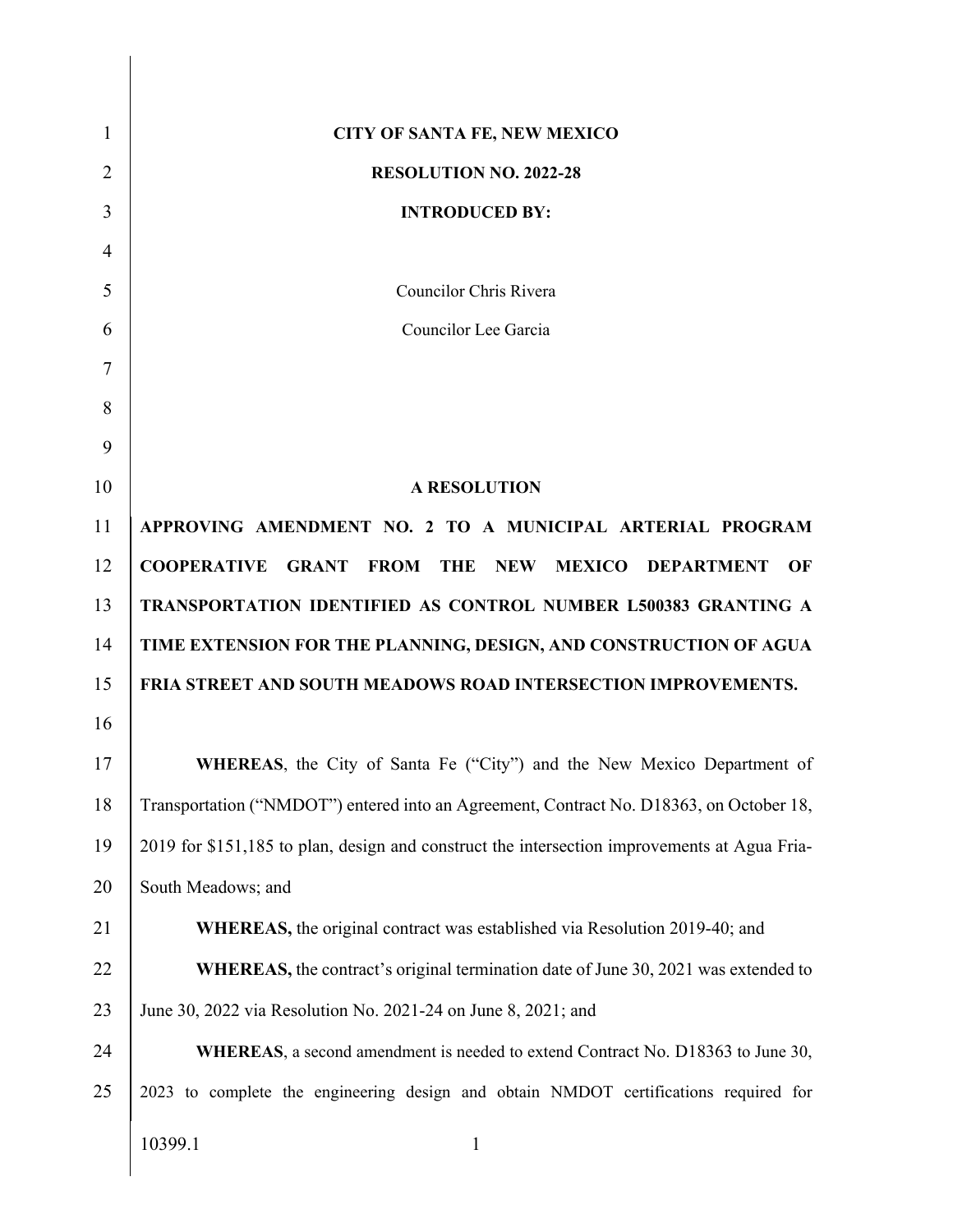**CITY OF SANTA FE, NEW MEXICO**

**RESOLUTION NO. 2022-28**

**INTRODUCED BY:**

Councilor Chris Rivera

Councilor Lee Garcia

**A RESOLUTION**

**APPROVING AMENDMENT NO. 2 TO A MUNICIPAL ARTERIAL PROGRAM COOPERATIVE GRANT FROM THE NEW MEXICO DEPARTMENT OF TRANSPORTATION IDENTIFIED AS CONTROL NUMBER L500383 GRANTING A TIME EXTENSION FOR THE PLANNING, DESIGN, AND CONSTRUCTION OF AGUA FRIA STREET AND SOUTH MEADOWS ROAD INTERSECTION IMPROVEMENTS.**

**WHEREAS**, the City of Santa Fe ("City") and the New Mexico Department of Transportation ("NMDOT") entered into an Agreement, Contract No. D18363, on October 18, 2019 for $151,185 to plan, design and construct the intersection improvements at Agua Fria-South Meadows; and

**WHEREAS,** the original contract was established via Resolution 2019-40; and

**WHEREAS,** the contract's original termination date of June 30, 2021 was extended to June 30, 2022 via Resolution No. 2021-24 on June 8, 2021; and

**WHEREAS**, a second amendment is needed to extend Contract No. D18363 to June 30, 2023 to complete the engineering design and obtain NMDOT certifications required for

10399.1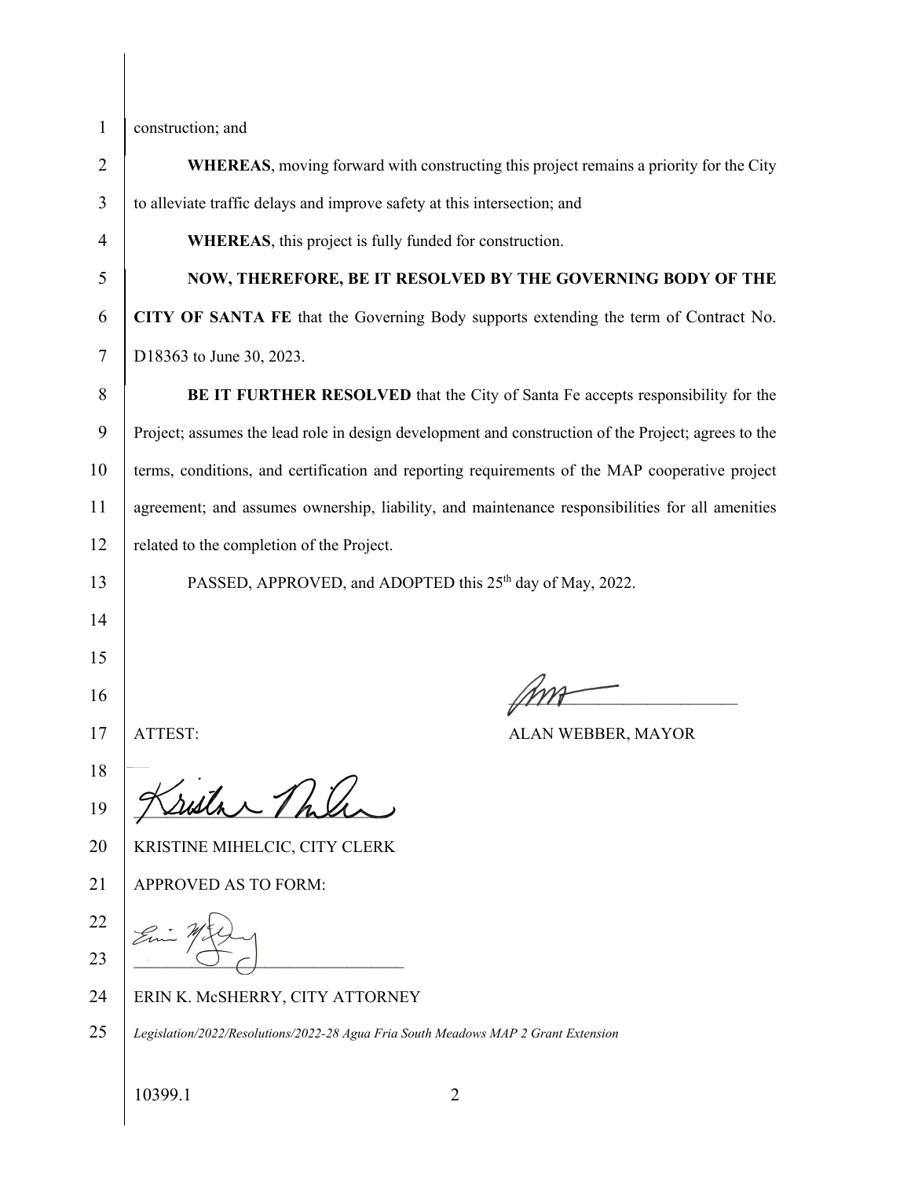construction; and

**WHEREAS**, moving forward with constructing this project remains a priority for the City to alleviate traffic delays and improve safety at this intersection; and

**WHEREAS**, this project is fully funded for construction.

**NOW, THEREFORE, BE IT RESOLVED BY THE GOVERNING BODY OF THE CITY OF SANTA FE** that the Governing Body supports extending the term of Contract No. D18363 to June 30, 2023.

**BE IT FURTHER RESOLVED** that the City of Santa Fe accepts responsibility for the Project; assumes the lead role in design development and construction of the Project; agrees to the terms, conditions, and certification and reporting requirements of the MAP cooperative project agreement; and assumes ownership, liability, and maintenance responsibilities for all amenities related to the completion of the Project.

PASSED, APPROVED, and ADOPTED this 25th day of May, 2022.

ALAN WEBBER, MAYOR

ATTEST:

KRISTINE MIHELCIC, CITY CLERK

APPROVED AS TO FORM:

ERIN K. McSHERRY, CITY ATTORNEY

*Legislation/2022/Resolutions/2022-28 Agua Fria South Meadows MAP 2 Grant Extension*

10399.1